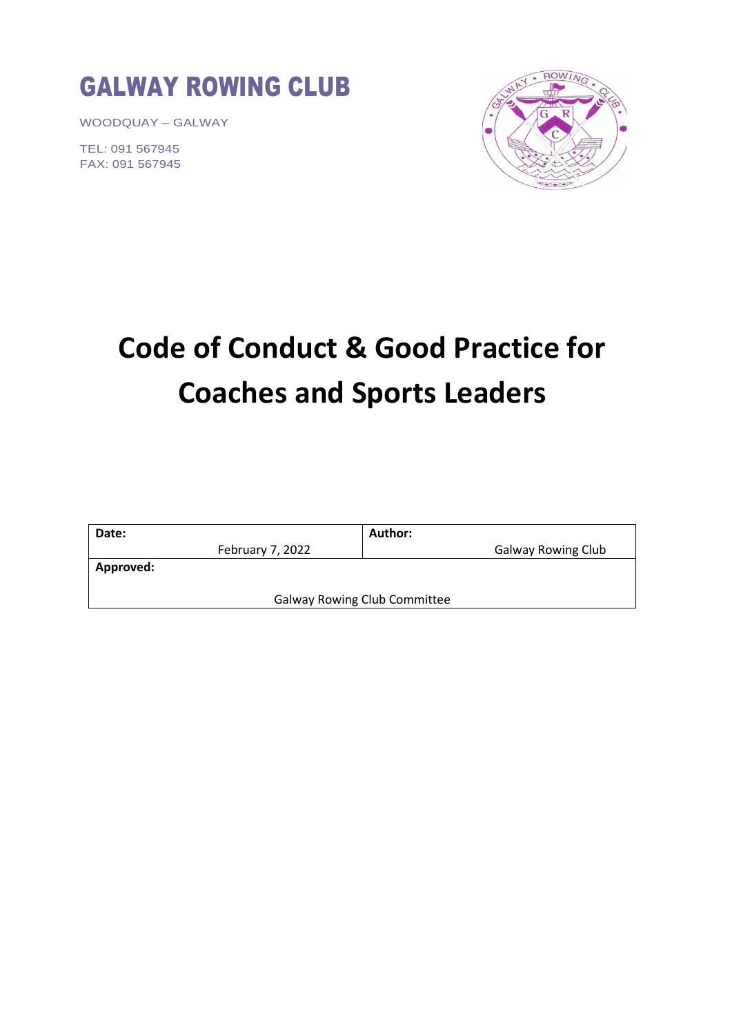# GALWAY ROWING CLUB

WOODQUAY – GALWAY

TEL: 091 567945
FAX: 091 567945

# Code of Conduct & Good Practice for Coaches and Sports Leaders

| **Date:** February 7, 2022 | **Author:** Galway Rowing Club |
|---|---|
| **Approved:** Galway Rowing Club Committee | |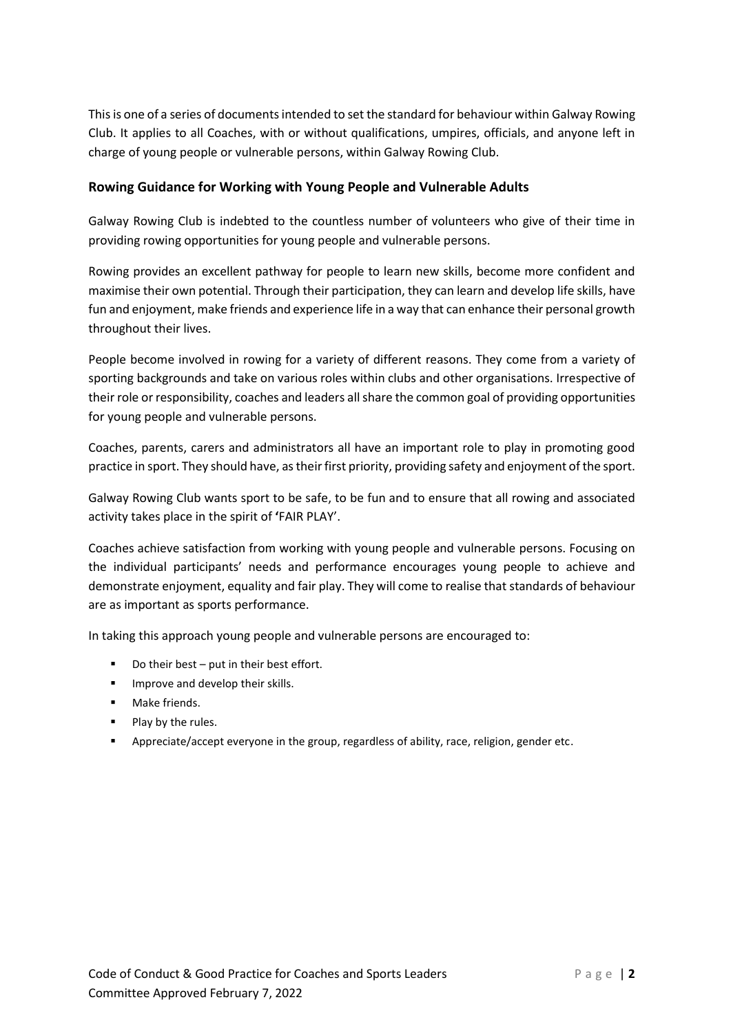This is one of a series of documents intended to set the standard for behaviour within Galway Rowing Club. It applies to all Coaches, with or without qualifications, umpires, officials, and anyone left in charge of young people or vulnerable persons, within Galway Rowing Club.

### Rowing Guidance for Working with Young People and Vulnerable Adults

Galway Rowing Club is indebted to the countless number of volunteers who give of their time in providing rowing opportunities for young people and vulnerable persons.

Rowing provides an excellent pathway for people to learn new skills, become more confident and maximise their own potential. Through their participation, they can learn and develop life skills, have fun and enjoyment, make friends and experience life in a way that can enhance their personal growth throughout their lives.

People become involved in rowing for a variety of different reasons. They come from a variety of sporting backgrounds and take on various roles within clubs and other organisations. Irrespective of their role or responsibility, coaches and leaders all share the common goal of providing opportunities for young people and vulnerable persons.

Coaches, parents, carers and administrators all have an important role to play in promoting good practice in sport. They should have, as their first priority, providing safety and enjoyment of the sport.

Galway Rowing Club wants sport to be safe, to be fun and to ensure that all rowing and associated activity takes place in the spirit of 'FAIR PLAY'.

Coaches achieve satisfaction from working with young people and vulnerable persons. Focusing on the individual participants' needs and performance encourages young people to achieve and demonstrate enjoyment, equality and fair play. They will come to realise that standards of behaviour are as important as sports performance.

In taking this approach young people and vulnerable persons are encouraged to:

- Do their best – put in their best effort.
- Improve and develop their skills.
- Make friends.
- Play by the rules.
- Appreciate/accept everyone in the group, regardless of ability, race, religion, gender etc.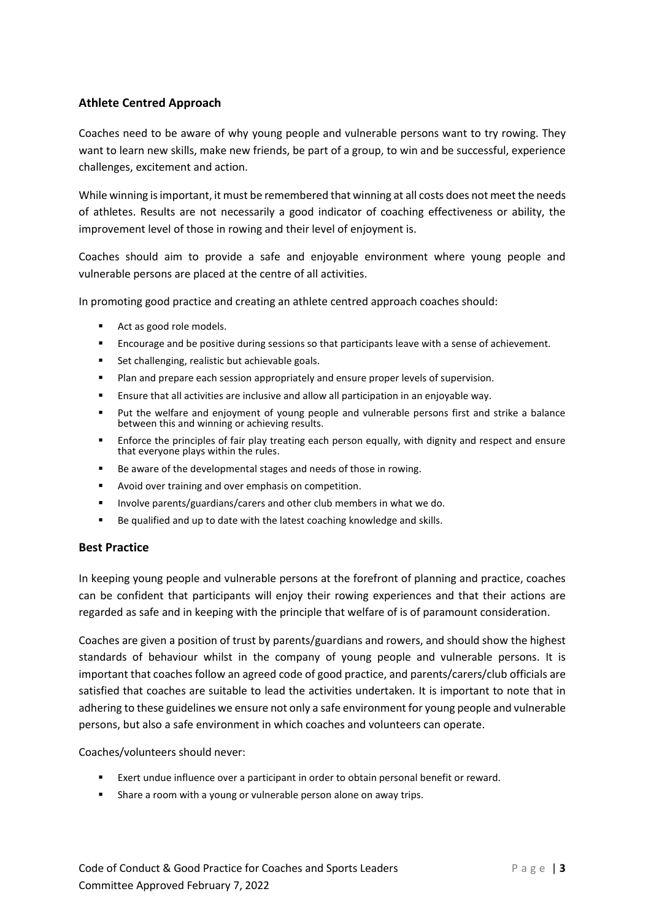## Athlete Centred Approach

Coaches need to be aware of why young people and vulnerable persons want to try rowing. They want to learn new skills, make new friends, be part of a group, to win and be successful, experience challenges, excitement and action.

While winning is important, it must be remembered that winning at all costs does not meet the needs of athletes. Results are not necessarily a good indicator of coaching effectiveness or ability, the improvement level of those in rowing and their level of enjoyment is.

Coaches should aim to provide a safe and enjoyable environment where young people and vulnerable persons are placed at the centre of all activities.

In promoting good practice and creating an athlete centred approach coaches should:

- Act as good role models.
- Encourage and be positive during sessions so that participants leave with a sense of achievement.
- Set challenging, realistic but achievable goals.
- Plan and prepare each session appropriately and ensure proper levels of supervision.
- Ensure that all activities are inclusive and allow all participation in an enjoyable way.
- Put the welfare and enjoyment of young people and vulnerable persons first and strike a balance between this and winning or achieving results.
- Enforce the principles of fair play treating each person equally, with dignity and respect and ensure that everyone plays within the rules.
- Be aware of the developmental stages and needs of those in rowing.
- Avoid over training and over emphasis on competition.
- Involve parents/guardians/carers and other club members in what we do.
- Be qualified and up to date with the latest coaching knowledge and skills.

## Best Practice

In keeping young people and vulnerable persons at the forefront of planning and practice, coaches can be confident that participants will enjoy their rowing experiences and that their actions are regarded as safe and in keeping with the principle that welfare of is of paramount consideration.

Coaches are given a position of trust by parents/guardians and rowers, and should show the highest standards of behaviour whilst in the company of young people and vulnerable persons. It is important that coaches follow an agreed code of good practice, and parents/carers/club officials are satisfied that coaches are suitable to lead the activities undertaken. It is important to note that in adhering to these guidelines we ensure not only a safe environment for young people and vulnerable persons, but also a safe environment in which coaches and volunteers can operate.

Coaches/volunteers should never:

- Exert undue influence over a participant in order to obtain personal benefit or reward.
- Share a room with a young or vulnerable person alone on away trips.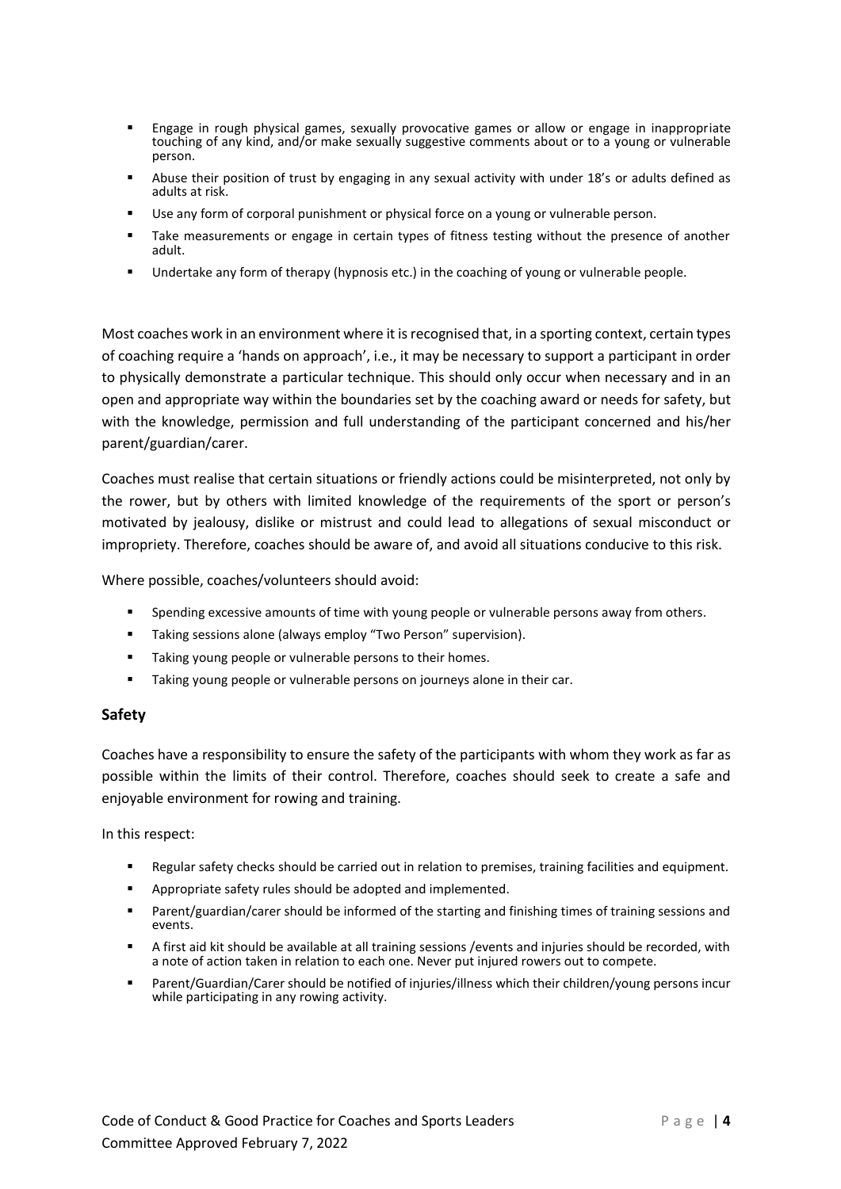- Engage in rough physical games, sexually provocative games or allow or engage in inappropriate touching of any kind, and/or make sexually suggestive comments about or to a young or vulnerable person.
- Abuse their position of trust by engaging in any sexual activity with under 18's or adults defined as adults at risk.
- Use any form of corporal punishment or physical force on a young or vulnerable person.
- Take measurements or engage in certain types of fitness testing without the presence of another adult.
- Undertake any form of therapy (hypnosis etc.) in the coaching of young or vulnerable people.

Most coaches work in an environment where it is recognised that, in a sporting context, certain types of coaching require a 'hands on approach', i.e., it may be necessary to support a participant in order to physically demonstrate a particular technique. This should only occur when necessary and in an open and appropriate way within the boundaries set by the coaching award or needs for safety, but with the knowledge, permission and full understanding of the participant concerned and his/her parent/guardian/carer.

Coaches must realise that certain situations or friendly actions could be misinterpreted, not only by the rower, but by others with limited knowledge of the requirements of the sport or person's motivated by jealousy, dislike or mistrust and could lead to allegations of sexual misconduct or impropriety. Therefore, coaches should be aware of, and avoid all situations conducive to this risk.

Where possible, coaches/volunteers should avoid:

- Spending excessive amounts of time with young people or vulnerable persons away from others.
- Taking sessions alone (always employ "Two Person" supervision).
- Taking young people or vulnerable persons to their homes.
- Taking young people or vulnerable persons on journeys alone in their car.

## Safety

Coaches have a responsibility to ensure the safety of the participants with whom they work as far as possible within the limits of their control. Therefore, coaches should seek to create a safe and enjoyable environment for rowing and training.

In this respect:

- Regular safety checks should be carried out in relation to premises, training facilities and equipment.
- Appropriate safety rules should be adopted and implemented.
- Parent/guardian/carer should be informed of the starting and finishing times of training sessions and events.
- A first aid kit should be available at all training sessions /events and injuries should be recorded, with a note of action taken in relation to each one. Never put injured rowers out to compete.
- Parent/Guardian/Carer should be notified of injuries/illness which their children/young persons incur while participating in any rowing activity.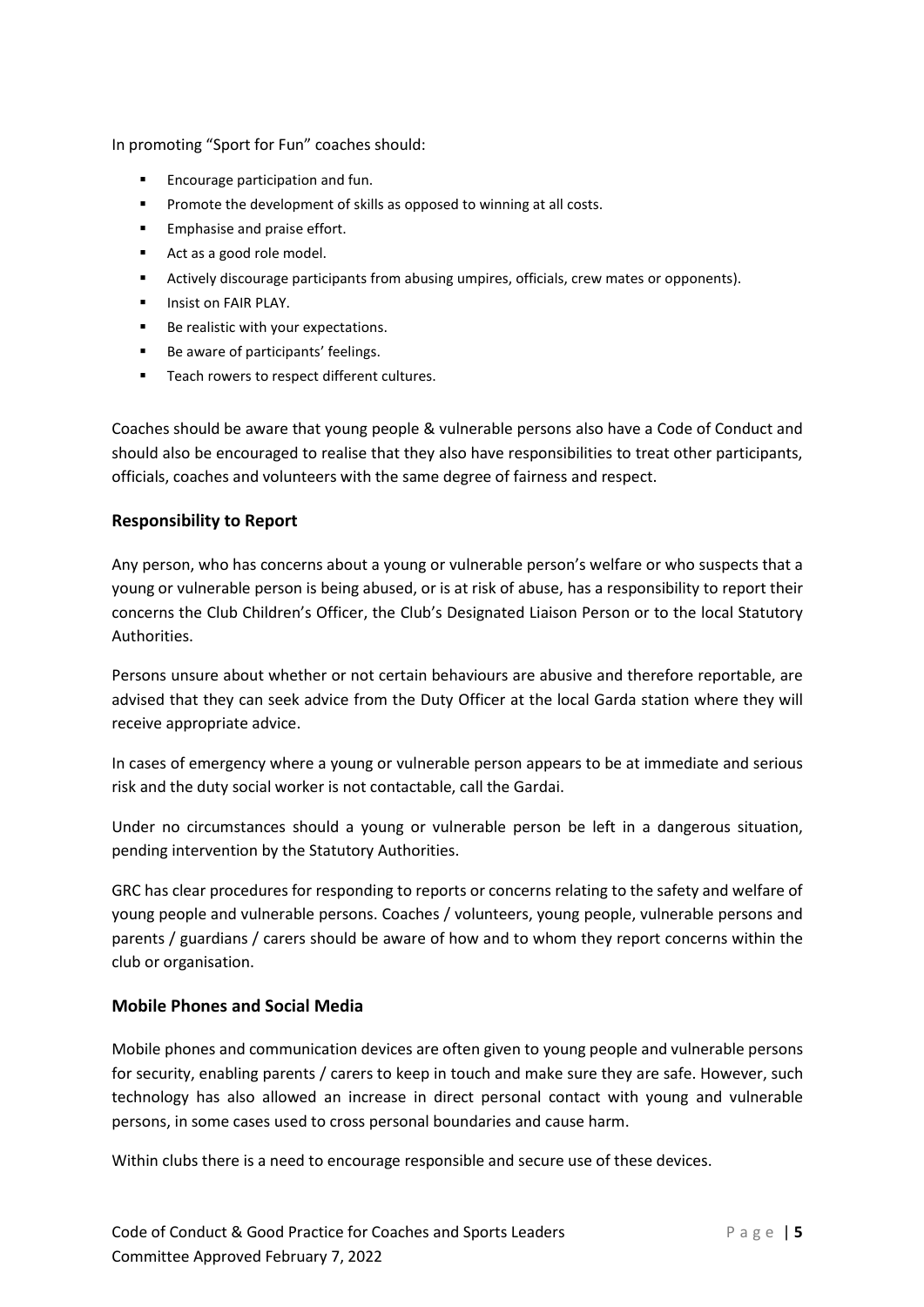In promoting "Sport for Fun" coaches should:

- Encourage participation and fun.
- Promote the development of skills as opposed to winning at all costs.
- Emphasise and praise effort.
- Act as a good role model.
- Actively discourage participants from abusing umpires, officials, crew mates or opponents).
- Insist on FAIR PLAY.
- Be realistic with your expectations.
- Be aware of participants' feelings.
- Teach rowers to respect different cultures.

Coaches should be aware that young people & vulnerable persons also have a Code of Conduct and should also be encouraged to realise that they also have responsibilities to treat other participants, officials, coaches and volunteers with the same degree of fairness and respect.

### Responsibility to Report

Any person, who has concerns about a young or vulnerable person's welfare or who suspects that a young or vulnerable person is being abused, or is at risk of abuse, has a responsibility to report their concerns the Club Children's Officer, the Club's Designated Liaison Person or to the local Statutory Authorities.

Persons unsure about whether or not certain behaviours are abusive and therefore reportable, are advised that they can seek advice from the Duty Officer at the local Garda station where they will receive appropriate advice.

In cases of emergency where a young or vulnerable person appears to be at immediate and serious risk and the duty social worker is not contactable, call the Gardai.

Under no circumstances should a young or vulnerable person be left in a dangerous situation, pending intervention by the Statutory Authorities.

GRC has clear procedures for responding to reports or concerns relating to the safety and welfare of young people and vulnerable persons. Coaches / volunteers, young people, vulnerable persons and parents / guardians / carers should be aware of how and to whom they report concerns within the club or organisation.

### Mobile Phones and Social Media

Mobile phones and communication devices are often given to young people and vulnerable persons for security, enabling parents / carers to keep in touch and make sure they are safe. However, such technology has also allowed an increase in direct personal contact with young and vulnerable persons, in some cases used to cross personal boundaries and cause harm.

Within clubs there is a need to encourage responsible and secure use of these devices.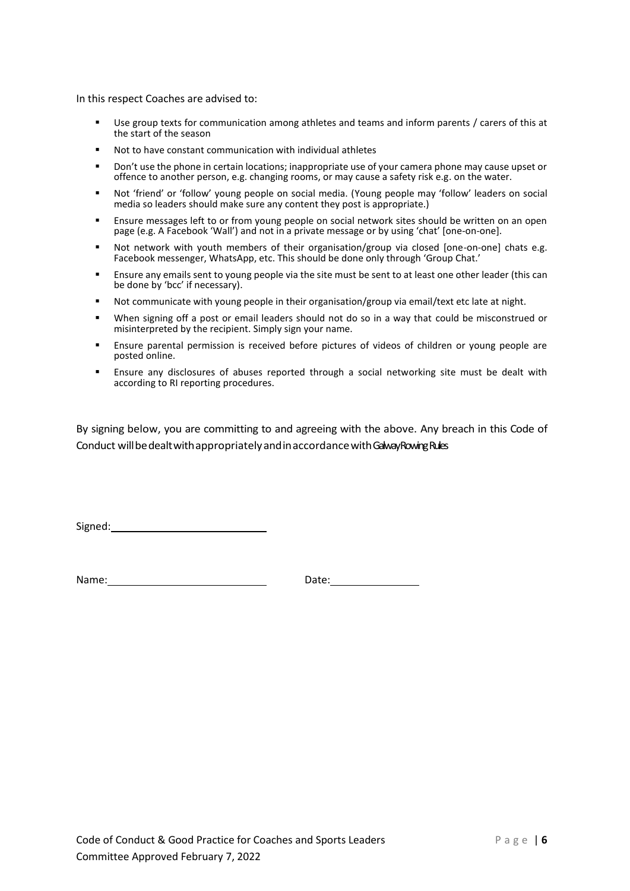In this respect Coaches are advised to:

- Use group texts for communication among athletes and teams and inform parents / carers of this at the start of the season
- Not to have constant communication with individual athletes
- Don't use the phone in certain locations; inappropriate use of your camera phone may cause upset or offence to another person, e.g. changing rooms, or may cause a safety risk e.g. on the water.
- Not 'friend' or 'follow' young people on social media. (Young people may 'follow' leaders on social media so leaders should make sure any content they post is appropriate.)
- Ensure messages left to or from young people on social network sites should be written on an open page (e.g. A Facebook 'Wall') and not in a private message or by using 'chat' [one-on-one].
- Not network with youth members of their organisation/group via closed [one-on-one] chats e.g. Facebook messenger, WhatsApp, etc. This should be done only through 'Group Chat.'
- Ensure any emails sent to young people via the site must be sent to at least one other leader (this can be done by 'bcc' if necessary).
- Not communicate with young people in their organisation/group via email/text etc late at night.
- When signing off a post or email leaders should not do so in a way that could be misconstrued or misinterpreted by the recipient. Simply sign your name.
- Ensure parental permission is received before pictures of videos of children or young people are posted online.
- Ensure any disclosures of abuses reported through a social networking site must be dealt with according to RI reporting procedures.

By signing below, you are committing to and agreeing with the above. Any breach in this Code of Conduct will be dealt with appropriately and in accordance with Galway Rowing Rules

Signed: ____________________________

Name: ____________________________ Date: ________________